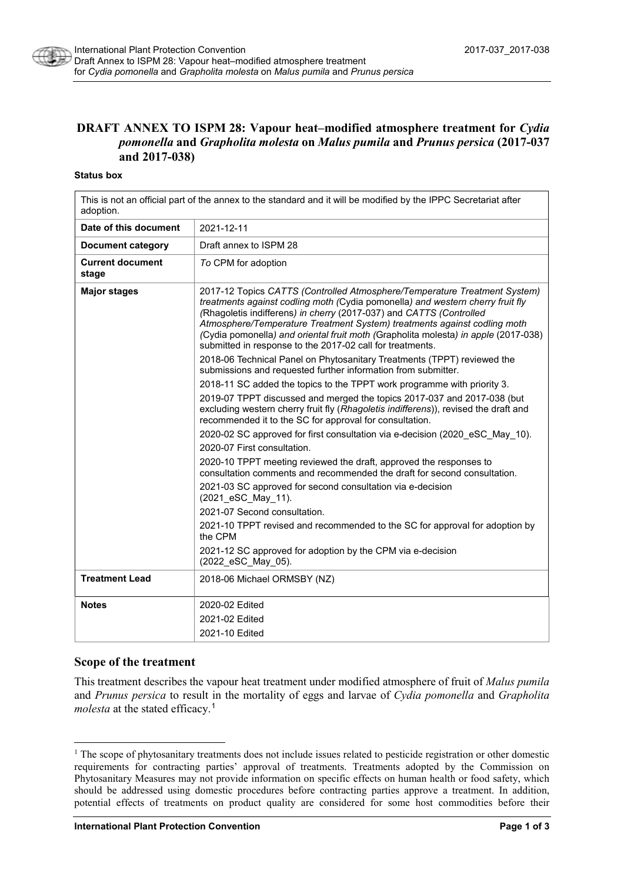# DRAFT ANNEX TO ISPM 28: Vapour heat–modified atmosphere treatment for *Cydia pomonella* and *Grapholita molesta* on *Malus pumila* and *Prunus persica* (2017-037 and 2017-038)

**Status box**

| This is not an official part of the annex to the standard and it will be modified by the IPPC Secretariat after adoption. | |
|---|---|
| **Date of this document** | 2021-12-11 |
| **Document category** | Draft annex to ISPM 28 |
| **Current document stage** | *To* CPM for adoption |
| **Major stages** | 2017-12 Topics *CATTS (Controlled Atmosphere/Temperature Treatment System) treatments against codling moth (*Cydia pomonella*) and western cherry fruit fly (*Rhagoletis indifferens*) in cherry* (2017-037) and *CATTS (Controlled Atmosphere/Temperature Treatment System) treatments against codling moth (*Cydia pomonella*) and oriental fruit moth (*Grapholita molesta*) in apple* (2017-038) submitted in response to the 2017-02 call for treatments.<br>2018-06 Technical Panel on Phytosanitary Treatments (TPPT) reviewed the submissions and requested further information from submitter.<br>2018-11 SC added the topics to the TPPT work programme with priority 3.<br>2019-07 TPPT discussed and merged the topics 2017-037 and 2017-038 (but excluding western cherry fruit fly (*Rhagoletis indifferens*)), revised the draft and recommended it to the SC for approval for consultation.<br>2020-02 SC approved for first consultation via e-decision (2020_eSC_May_10).<br>2020-07 First consultation.<br>2020-10 TPPT meeting reviewed the draft, approved the responses to consultation comments and recommended the draft for second consultation.<br>2021-03 SC approved for second consultation via e-decision (2021_eSC_May_11).<br>2021-07 Second consultation.<br>2021-10 TPPT revised and recommended to the SC for approval for adoption by the CPM<br>2021-12 SC approved for adoption by the CPM via e-decision (2022_eSC_May_05). |
| **Treatment Lead** | 2018-06 Michael ORMSBY (NZ) |
| **Notes** | 2020-02 Edited<br>2021-02 Edited<br>2021-10 Edited |

## Scope of the treatment

This treatment describes the vapour heat treatment under modified atmosphere of fruit of *Malus pumila* and *Prunus persica* to result in the mortality of eggs and larvae of *Cydia pomonella* and *Grapholita molesta* at the stated efficacy.[1]

[1] The scope of phytosanitary treatments does not include issues related to pesticide registration or other domestic requirements for contracting parties' approval of treatments. Treatments adopted by the Commission on Phytosanitary Measures may not provide information on specific effects on human health or food safety, which should be addressed using domestic procedures before contracting parties approve a treatment. In addition, potential effects of treatments on product quality are considered for some host commodities before their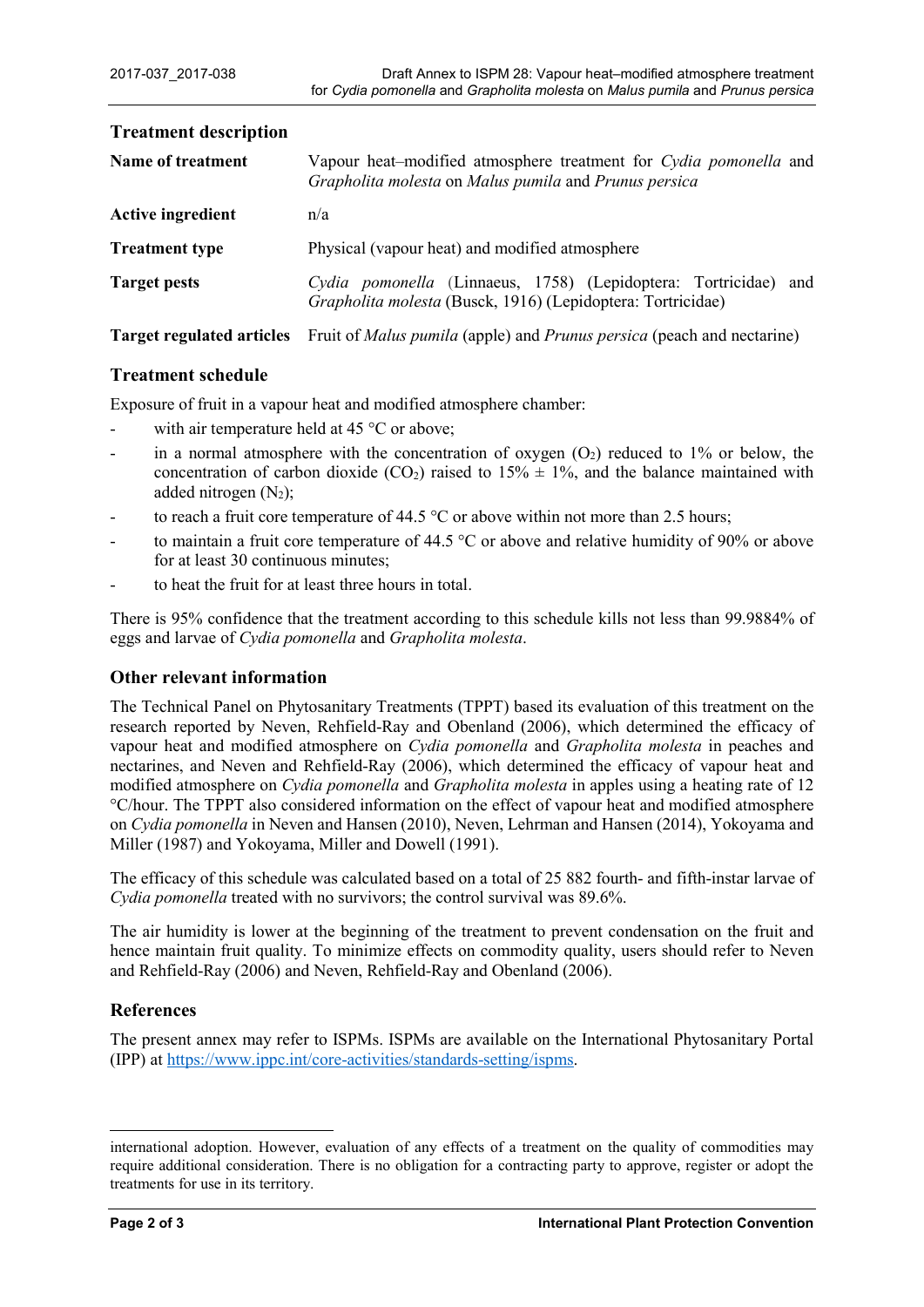## Treatment description

| | |
|---|---|
| **Name of treatment** | Vapour heat–modified atmosphere treatment for *Cydia pomonella* and *Grapholita molesta* on *Malus pumila* and *Prunus persica* |
| **Active ingredient** | n/a |
| **Treatment type** | Physical (vapour heat) and modified atmosphere |
| **Target pests** | *Cydia pomonella* (Linnaeus, 1758) (Lepidoptera: Tortricidae) and *Grapholita molesta* (Busck, 1916) (Lepidoptera: Tortricidae) |
| **Target regulated articles** | Fruit of *Malus pumila* (apple) and *Prunus persica* (peach and nectarine) |

## Treatment schedule

Exposure of fruit in a vapour heat and modified atmosphere chamber:

- with air temperature held at 45 °C or above;
- in a normal atmosphere with the concentration of oxygen ($O_2$) reduced to 1% or below, the concentration of carbon dioxide ($CO_2$) raised to 15% ± 1%, and the balance maintained with added nitrogen ($N_2$);
- to reach a fruit core temperature of 44.5 °C or above within not more than 2.5 hours;
- to maintain a fruit core temperature of 44.5 °C or above and relative humidity of 90% or above for at least 30 continuous minutes;
- to heat the fruit for at least three hours in total.

There is 95% confidence that the treatment according to this schedule kills not less than 99.9884% of eggs and larvae of *Cydia pomonella* and *Grapholita molesta*.

## Other relevant information

The Technical Panel on Phytosanitary Treatments (TPPT) based its evaluation of this treatment on the research reported by Neven, Rehfield-Ray and Obenland (2006), which determined the efficacy of vapour heat and modified atmosphere on *Cydia pomonella* and *Grapholita molesta* in peaches and nectarines, and Neven and Rehfield-Ray (2006), which determined the efficacy of vapour heat and modified atmosphere on *Cydia pomonella* and *Grapholita molesta* in apples using a heating rate of 12 °C/hour. The TPPT also considered information on the effect of vapour heat and modified atmosphere on *Cydia pomonella* in Neven and Hansen (2010), Neven, Lehrman and Hansen (2014), Yokoyama and Miller (1987) and Yokoyama, Miller and Dowell (1991).

The efficacy of this schedule was calculated based on a total of 25 882 fourth- and fifth-instar larvae of *Cydia pomonella* treated with no survivors; the control survival was 89.6%.

The air humidity is lower at the beginning of the treatment to prevent condensation on the fruit and hence maintain fruit quality. To minimize effects on commodity quality, users should refer to Neven and Rehfield-Ray (2006) and Neven, Rehfield-Ray and Obenland (2006).

## References

The present annex may refer to ISPMs. ISPMs are available on the International Phytosanitary Portal (IPP) at https://www.ippc.int/core-activities/standards-setting/ispms.

---

international adoption. However, evaluation of any effects of a treatment on the quality of commodities may require additional consideration. There is no obligation for a contracting party to approve, register or adopt the treatments for use in its territory.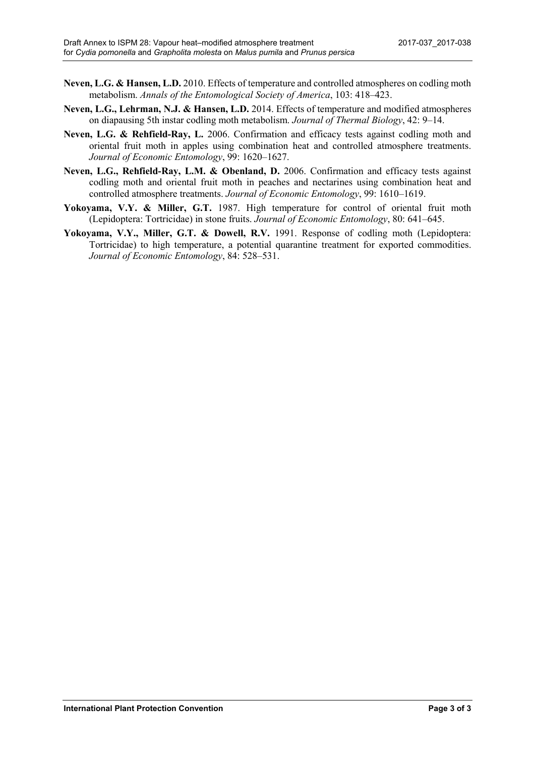**Neven, L.G. & Hansen, L.D.** 2010. Effects of temperature and controlled atmospheres on codling moth metabolism. *Annals of the Entomological Society of America*, 103: 418–423.

**Neven, L.G., Lehrman, N.J. & Hansen, L.D.** 2014. Effects of temperature and modified atmospheres on diapausing 5th instar codling moth metabolism. *Journal of Thermal Biology*, 42: 9–14.

**Neven, L.G. & Rehfield-Ray, L.** 2006. Confirmation and efficacy tests against codling moth and oriental fruit moth in apples using combination heat and controlled atmosphere treatments. *Journal of Economic Entomology*, 99: 1620–1627.

**Neven, L.G., Rehfield-Ray, L.M. & Obenland, D.** 2006. Confirmation and efficacy tests against codling moth and oriental fruit moth in peaches and nectarines using combination heat and controlled atmosphere treatments. *Journal of Economic Entomology*, 99: 1610–1619.

**Yokoyama, V.Y. & Miller, G.T.** 1987. High temperature for control of oriental fruit moth (Lepidoptera: Tortricidae) in stone fruits. *Journal of Economic Entomology*, 80: 641–645.

**Yokoyama, V.Y., Miller, G.T. & Dowell, R.V.** 1991. Response of codling moth (Lepidoptera: Tortricidae) to high temperature, a potential quarantine treatment for exported commodities. *Journal of Economic Entomology*, 84: 528–531.